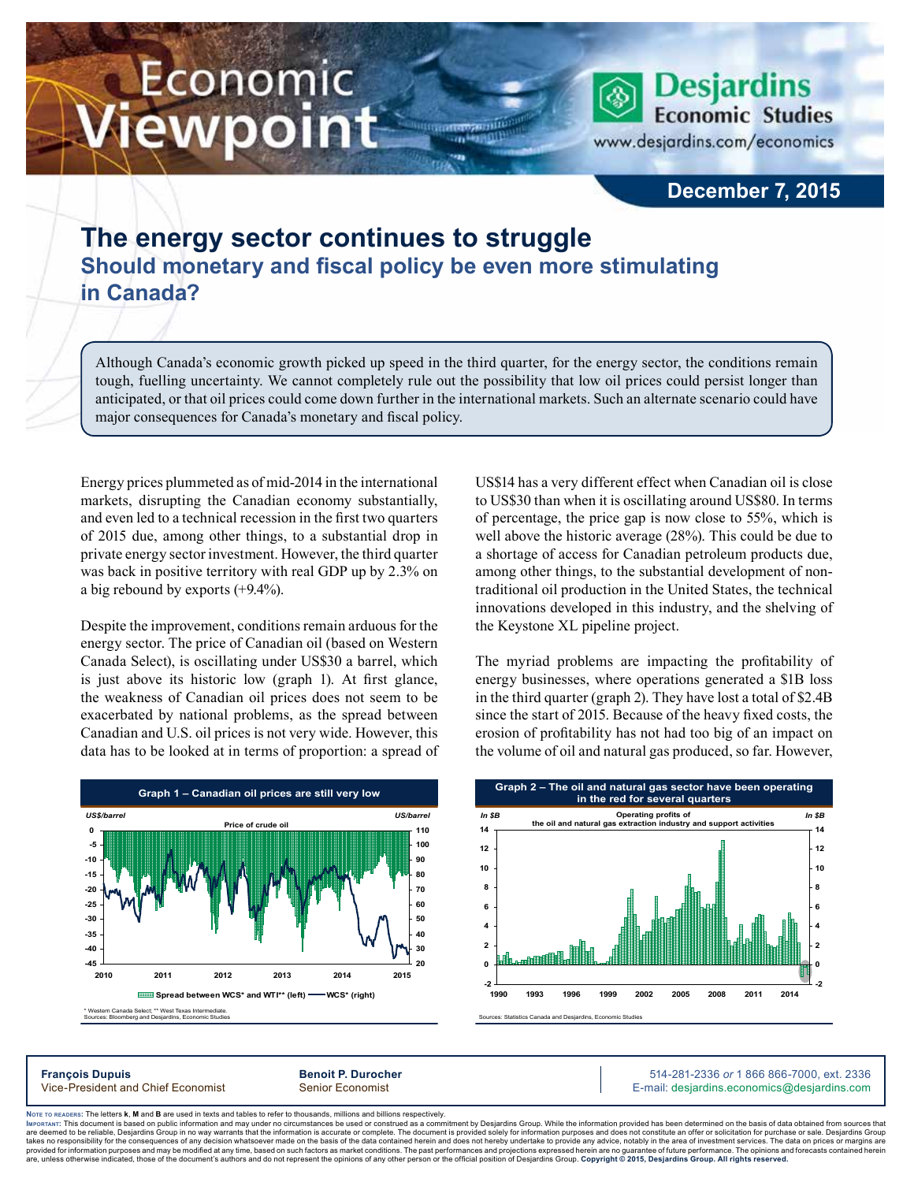# Economic Viewpoint

Desjardins Economic Studies
www.desjardins.com/economics

**December 7, 2015**

## The energy sector continues to struggle

### Should monetary and fiscal policy be even more stimulating in Canada?

Although Canada's economic growth picked up speed in the third quarter, for the energy sector, the conditions remain tough, fuelling uncertainty. We cannot completely rule out the possibility that low oil prices could persist longer than anticipated, or that oil prices could come down further in the international markets. Such an alternate scenario could have major consequences for Canada's monetary and fiscal policy.

Energy prices plummeted as of mid-2014 in the international markets, disrupting the Canadian economy substantially, and even led to a technical recession in the first two quarters of 2015 due, among other things, to a substantial drop in private energy sector investment. However, the third quarter was back in positive territory with real GDP up by 2.3% on a big rebound by exports (+9.4%).

Despite the improvement, conditions remain arduous for the energy sector. The price of Canadian oil (based on Western Canada Select), is oscillating under US$30 a barrel, which is just above its historic low (graph 1). At first glance, the weakness of Canadian oil prices does not seem to be exacerbated by national problems, as the spread between Canadian and U.S. oil prices is not very wide. However, this data has to be looked at in terms of proportion: a spread of US$14 has a very different effect when Canadian oil is close to US$30 than when it is oscillating around US$80. In terms of percentage, the price gap is now close to 55%, which is well above the historic average (28%). This could be due to a shortage of access for Canadian petroleum products due, among other things, to the substantial development of non-traditional oil production in the United States, the technical innovations developed in this industry, and the shelving of the Keystone XL pipeline project.

The myriad problems are impacting the profitability of energy businesses, where operations generated a $1B loss in the third quarter (graph 2). They have lost a total of $2.4B since the start of 2015. Because of the heavy fixed costs, the erosion of profitability has not had too big of an impact on the volume of oil and natural gas produced, so far. However,

**Graph 1 – Canadian oil prices are still very low**

Price of crude oil (US$/barrel, left: Spread between WCS* and WTI**; right: WCS*)

\* Western Canada Select; \*\* West Texas Intermediate.
Sources: Bloomberg and Desjardins, Economic Studies

**Graph 2 – The oil and natural gas sector have been operating in the red for several quarters**

Operating profits of the oil and natural gas extraction industry and support activities (In $B)

Sources: Statistics Canada and Desjardins, Economic Studies

**François Dupuis**
Vice-President and Chief Economist

**Benoit P. Durocher**
Senior Economist

514-281-2336 *or* 1 866 866-7000, ext. 2336
E-mail: desjardins.economics@desjardins.com

Note to readers: The letters **k**, **M** and **B** are used in texts and tables to refer to thousands, millions and billions respectively.
Important: This document is based on public information and may under no circumstances be used or construed as a commitment by Desjardins Group. While the information provided has been determined on the basis of data obtained from sources that are deemed to be reliable, Desjardins Group in no way warrants that the information is accurate or complete. The document is provided solely for information purposes and does not constitute an offer or solicitation for purchase or sale. Desjardins Group takes no responsibility for the consequences of any decision whatsoever made on the basis of the data contained herein and does not hereby undertake to provide any advice, notably in the area of investment services. The data on prices or margins are provided for information purposes and may be modified at any time, based on such factors as market conditions. The past performances and projections expressed herein are no guarantee of future performance. The opinions and forecasts contained herein are, unless otherwise indicated, those of the document's authors and do not represent the opinions of any other person or the official position of Desjardins Group. **Copyright © 2015, Desjardins Group. All rights reserved.**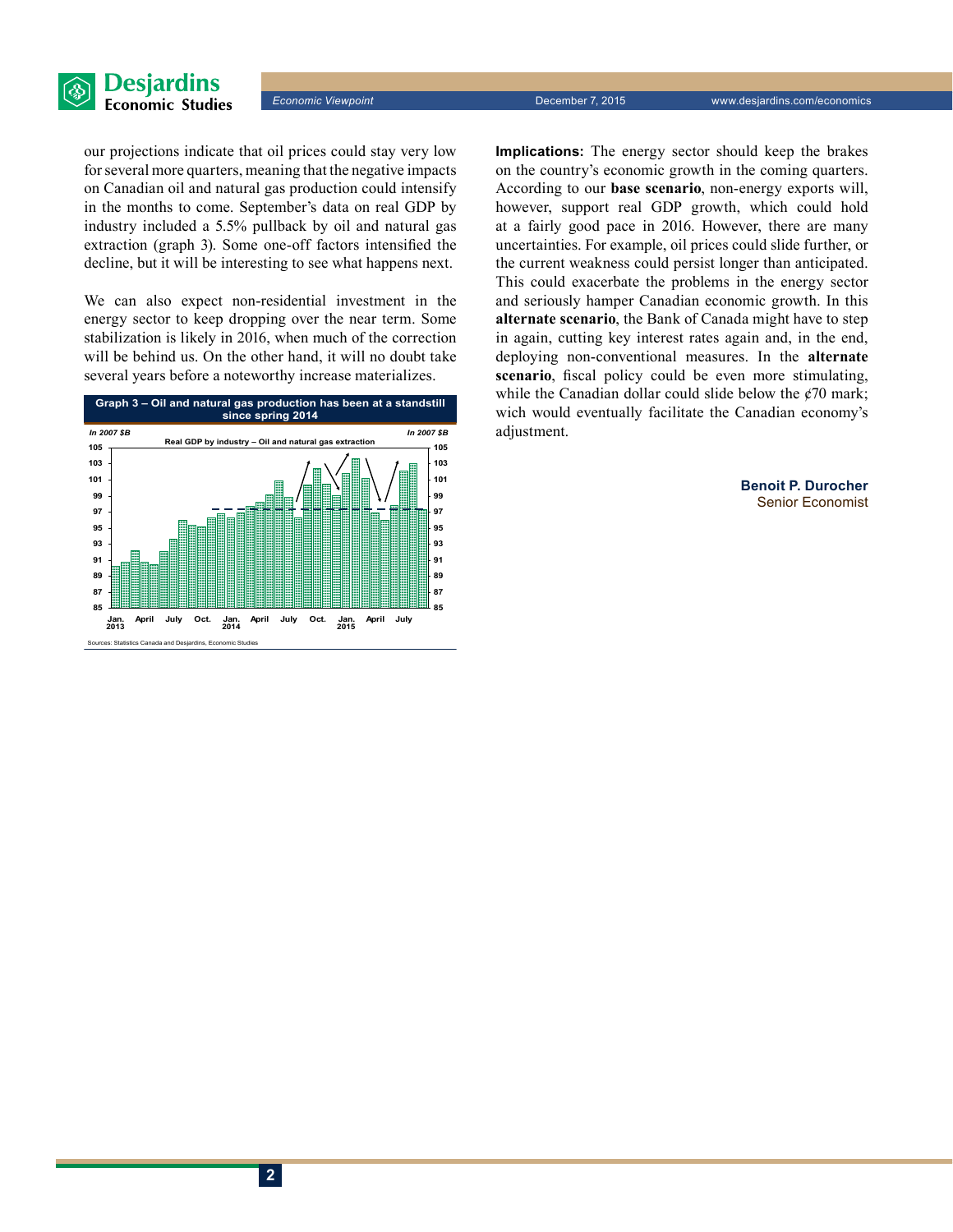our projections indicate that oil prices could stay very low for several more quarters, meaning that the negative impacts on Canadian oil and natural gas production could intensify in the months to come. September's data on real GDP by industry included a 5.5% pullback by oil and natural gas extraction (graph 3). Some one-off factors intensified the decline, but it will be interesting to see what happens next.

We can also expect non-residential investment in the energy sector to keep dropping over the near term. Some stabilization is likely in 2016, when much of the correction will be behind us. On the other hand, it will no doubt take several years before a noteworthy increase materializes.

**Graph 3 – Oil and natural gas production has been at a standstill since spring 2014**

In 2007 $B

Real GDP by industry – Oil and natural gas extraction

In 2007 $B

105
103
101
99
97
95
93
91
89
87
85

Jan. 2013 April July Oct. Jan. 2014 April July Oct. Jan. 2015 April July

Sources: Statistics Canada and Desjardins, Economic Studies

**Implications:** The energy sector should keep the brakes on the country's economic growth in the coming quarters. According to our **base scenario**, non-energy exports will, however, support real GDP growth, which could hold at a fairly good pace in 2016. However, there are many uncertainties. For example, oil prices could slide further, or the current weakness could persist longer than anticipated. This could exacerbate the problems in the energy sector and seriously hamper Canadian economic growth. In this **alternate scenario**, the Bank of Canada might have to step in again, cutting key interest rates again and, in the end, deploying non-conventional measures. In the **alternate scenario**, fiscal policy could be even more stimulating, while the Canadian dollar could slide below the ¢70 mark; wich would eventually facilitate the Canadian economy's adjustment.

**Benoit P. Durocher**
Senior Economist